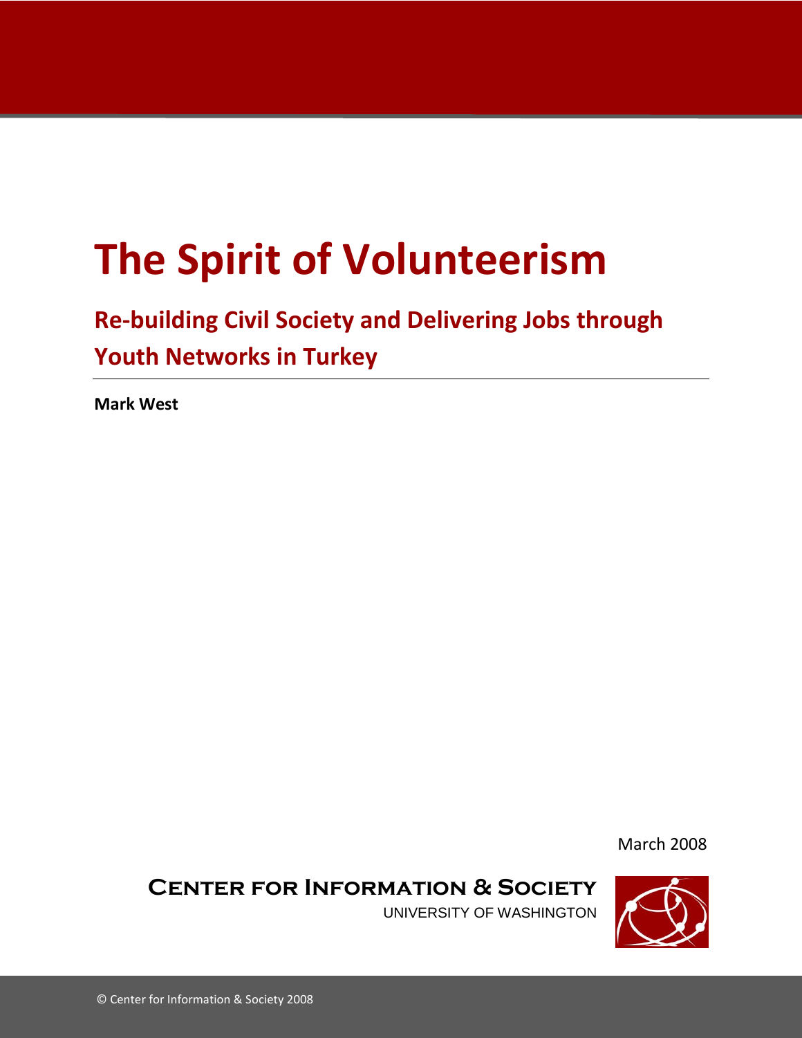# The Spirit of Volunteerism

## Re-building Civil Society and Delivering Jobs through Youth Networks in Turkey

**Mark West**

March 2008

**CENTER FOR INFORMATION & SOCIETY**
UNIVERSITY OF WASHINGTON

© Center for Information & Society 2008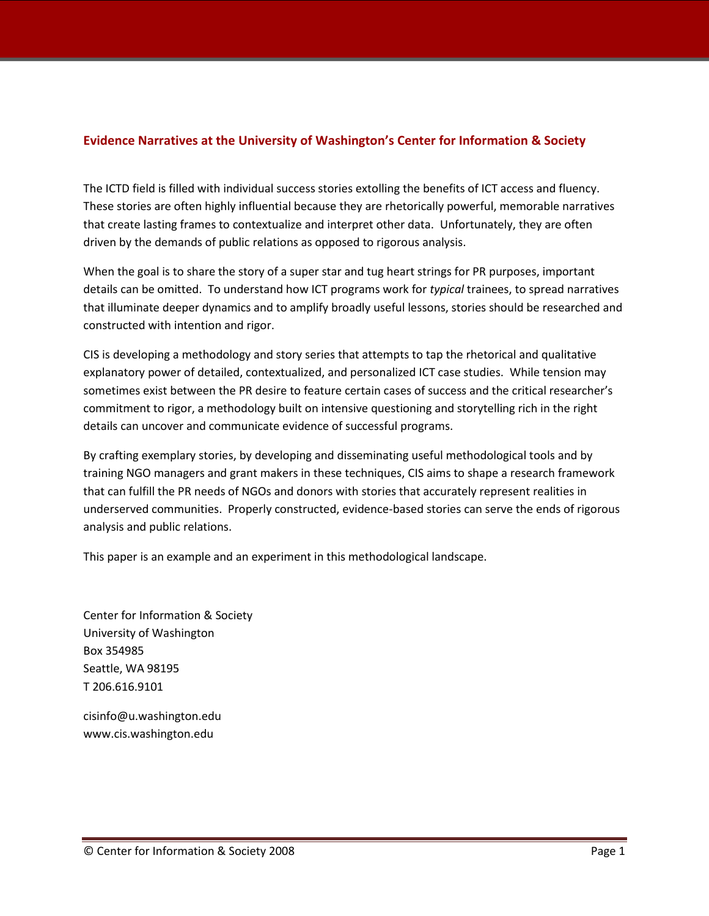## Evidence Narratives at the University of Washington's Center for Information & Society

The ICTD field is filled with individual success stories extolling the benefits of ICT access and fluency. These stories are often highly influential because they are rhetorically powerful, memorable narratives that create lasting frames to contextualize and interpret other data. Unfortunately, they are often driven by the demands of public relations as opposed to rigorous analysis.

When the goal is to share the story of a super star and tug heart strings for PR purposes, important details can be omitted. To understand how ICT programs work for *typical* trainees, to spread narratives that illuminate deeper dynamics and to amplify broadly useful lessons, stories should be researched and constructed with intention and rigor.

CIS is developing a methodology and story series that attempts to tap the rhetorical and qualitative explanatory power of detailed, contextualized, and personalized ICT case studies. While tension may sometimes exist between the PR desire to feature certain cases of success and the critical researcher's commitment to rigor, a methodology built on intensive questioning and storytelling rich in the right details can uncover and communicate evidence of successful programs.

By crafting exemplary stories, by developing and disseminating useful methodological tools and by training NGO managers and grant makers in these techniques, CIS aims to shape a research framework that can fulfill the PR needs of NGOs and donors with stories that accurately represent realities in underserved communities. Properly constructed, evidence-based stories can serve the ends of rigorous analysis and public relations.

This paper is an example and an experiment in this methodological landscape.

Center for Information & Society
University of Washington
Box 354985
Seattle, WA 98195
T 206.616.9101

cisinfo@u.washington.edu
www.cis.washington.edu

© Center for Information & Society 2008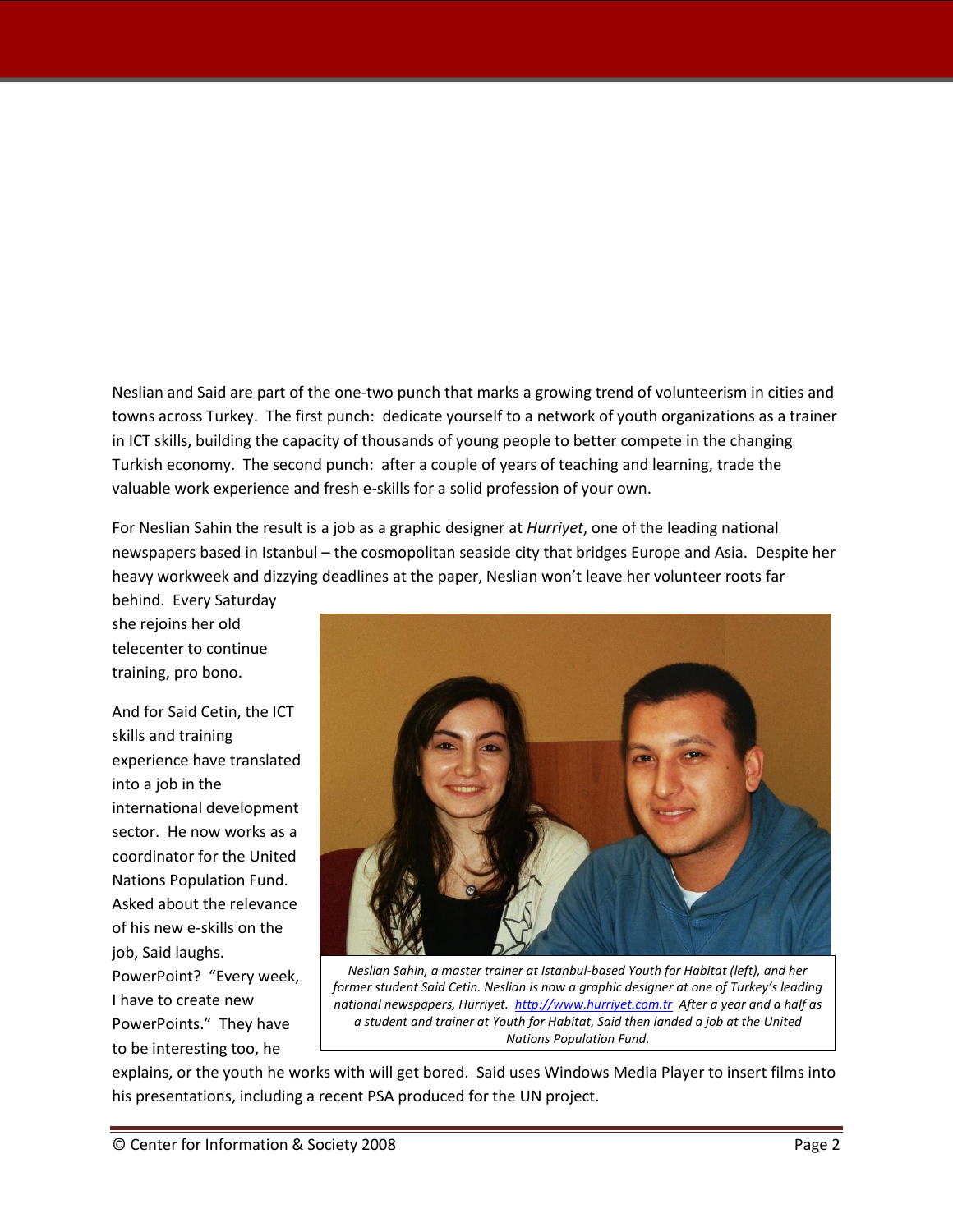Neslian and Said are part of the one-two punch that marks a growing trend of volunteerism in cities and towns across Turkey. The first punch: dedicate yourself to a network of youth organizations as a trainer in ICT skills, building the capacity of thousands of young people to better compete in the changing Turkish economy. The second punch: after a couple of years of teaching and learning, trade the valuable work experience and fresh e-skills for a solid profession of your own.

For Neslian Sahin the result is a job as a graphic designer at *Hurriyet*, one of the leading national newspapers based in Istanbul – the cosmopolitan seaside city that bridges Europe and Asia. Despite her heavy workweek and dizzying deadlines at the paper, Neslian won't leave her volunteer roots far behind. Every Saturday she rejoins her old telecenter to continue training, pro bono.

*Neslian Sahin, a master trainer at Istanbul-based Youth for Habitat (left), and her former student Said Cetin. Neslian is now a graphic designer at one of Turkey's leading national newspapers, Hurriyet. [http://www.hurriyet.com.tr](http://www.hurriyet.com.tr) After a year and a half as a student and trainer at Youth for Habitat, Said then landed a job at the United Nations Population Fund.*

And for Said Cetin, the ICT skills and training experience have translated into a job in the international development sector. He now works as a coordinator for the United Nations Population Fund. Asked about the relevance of his new e-skills on the job, Said laughs. PowerPoint? "Every week, I have to create new PowerPoints." They have to be interesting too, he explains, or the youth he works with will get bored. Said uses Windows Media Player to insert films into his presentations, including a recent PSA produced for the UN project.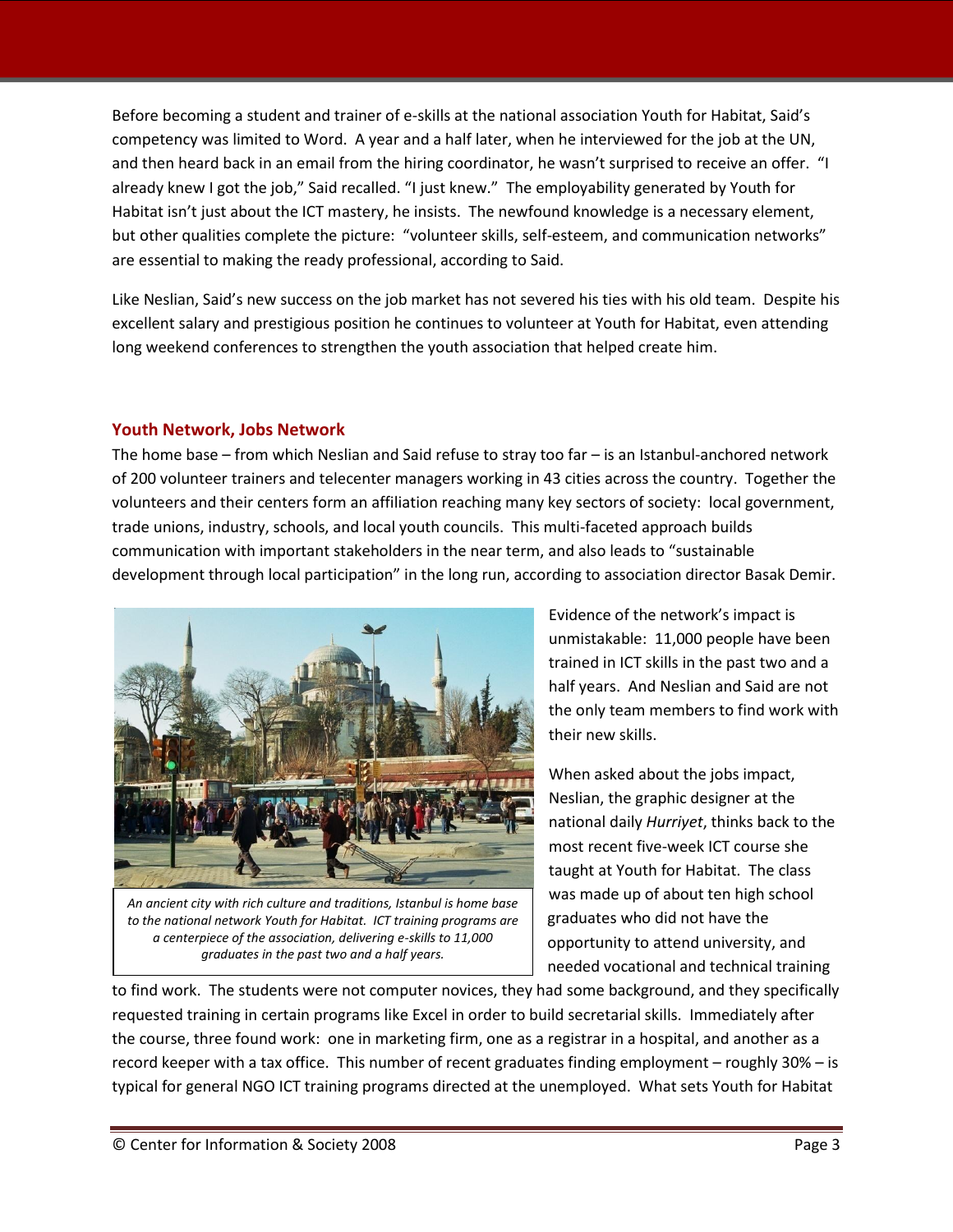Before becoming a student and trainer of e-skills at the national association Youth for Habitat, Said's competency was limited to Word. A year and a half later, when he interviewed for the job at the UN, and then heard back in an email from the hiring coordinator, he wasn't surprised to receive an offer. "I already knew I got the job," Said recalled. "I just knew." The employability generated by Youth for Habitat isn't just about the ICT mastery, he insists. The newfound knowledge is a necessary element, but other qualities complete the picture: "volunteer skills, self-esteem, and communication networks" are essential to making the ready professional, according to Said.

Like Neslian, Said's new success on the job market has not severed his ties with his old team. Despite his excellent salary and prestigious position he continues to volunteer at Youth for Habitat, even attending long weekend conferences to strengthen the youth association that helped create him.

## Youth Network, Jobs Network

The home base – from which Neslian and Said refuse to stray too far – is an Istanbul-anchored network of 200 volunteer trainers and telecenter managers working in 43 cities across the country. Together the volunteers and their centers form an affiliation reaching many key sectors of society: local government, trade unions, industry, schools, and local youth councils. This multi-faceted approach builds communication with important stakeholders in the near term, and also leads to "sustainable development through local participation" in the long run, according to association director Basak Demir.

*An ancient city with rich culture and traditions, Istanbul is home base to the national network Youth for Habitat. ICT training programs are a centerpiece of the association, delivering e-skills to 11,000 graduates in the past two and a half years.*

Evidence of the network's impact is unmistakable: 11,000 people have been trained in ICT skills in the past two and a half years. And Neslian and Said are not the only team members to find work with their new skills.

When asked about the jobs impact, Neslian, the graphic designer at the national daily *Hurriyet*, thinks back to the most recent five-week ICT course she taught at Youth for Habitat. The class was made up of about ten high school graduates who did not have the opportunity to attend university, and needed vocational and technical training to find work. The students were not computer novices, they had some background, and they specifically requested training in certain programs like Excel in order to build secretarial skills. Immediately after the course, three found work: one in marketing firm, one as a registrar in a hospital, and another as a record keeper with a tax office. This number of recent graduates finding employment – roughly 30% – is typical for general NGO ICT training programs directed at the unemployed. What sets Youth for Habitat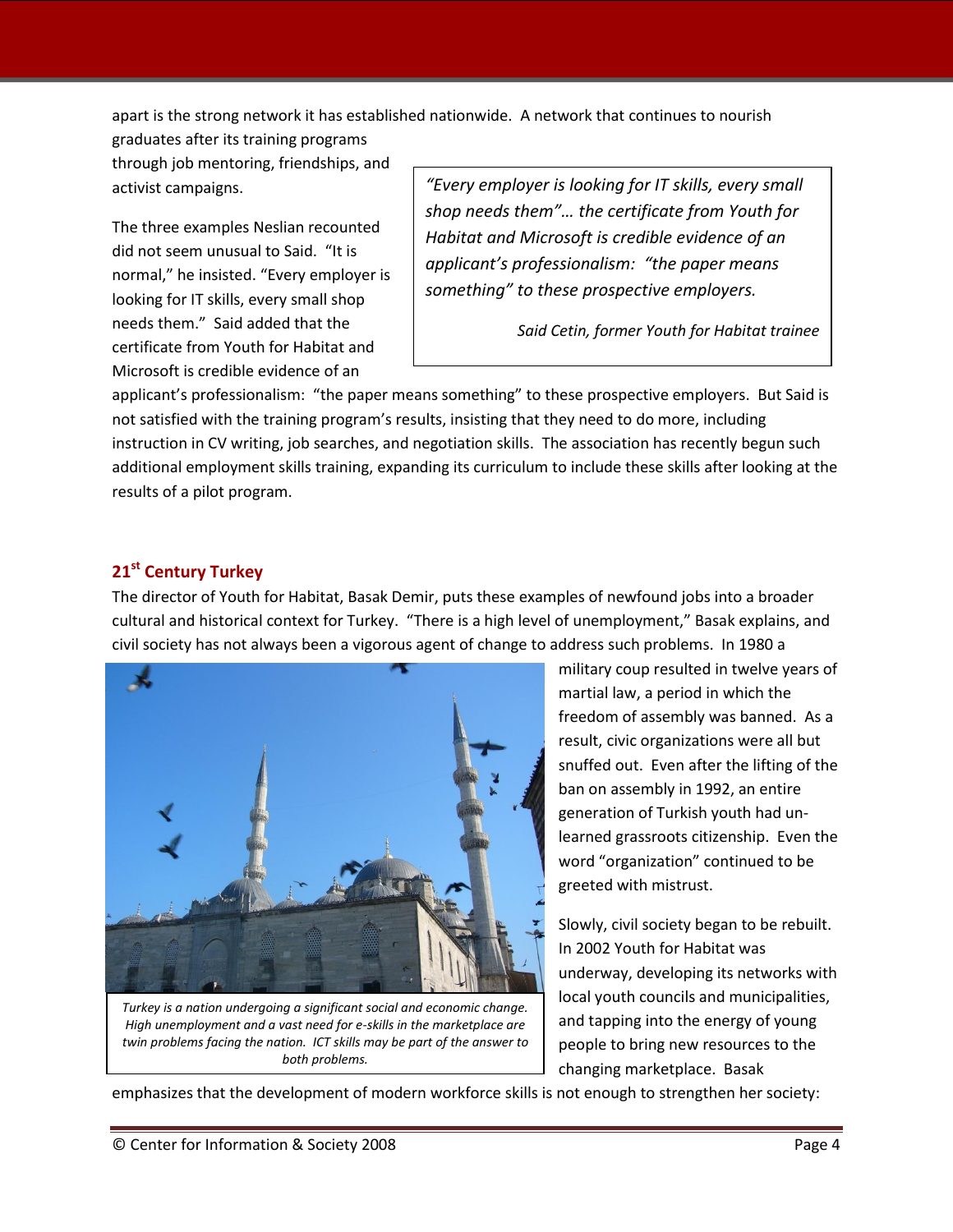apart is the strong network it has established nationwide. A network that continues to nourish graduates after its training programs through job mentoring, friendships, and activist campaigns.

The three examples Neslian recounted did not seem unusual to Said. "It is normal," he insisted. "Every employer is looking for IT skills, every small shop needs them." Said added that the certificate from Youth for Habitat and Microsoft is credible evidence of an applicant's professionalism: "the paper means something" to these prospective employers. But Said is not satisfied with the training program's results, insisting that they need to do more, including instruction in CV writing, job searches, and negotiation skills. The association has recently begun such additional employment skills training, expanding its curriculum to include these skills after looking at the results of a pilot program.

> *"Every employer is looking for IT skills, every small shop needs them"… the certificate from Youth for Habitat and Microsoft is credible evidence of an applicant's professionalism: "the paper means something" to these prospective employers.*
>
> *Said Cetin, former Youth for Habitat trainee*

## 21st Century Turkey

The director of Youth for Habitat, Basak Demir, puts these examples of newfound jobs into a broader cultural and historical context for Turkey. "There is a high level of unemployment," Basak explains, and civil society has not always been a vigorous agent of change to address such problems. In 1980 a military coup resulted in twelve years of martial law, a period in which the freedom of assembly was banned. As a result, civic organizations were all but snuffed out. Even after the lifting of the ban on assembly in 1992, an entire generation of Turkish youth had un-learned grassroots citizenship. Even the word "organization" continued to be greeted with mistrust.

*Turkey is a nation undergoing a significant social and economic change. High unemployment and a vast need for e-skills in the marketplace are twin problems facing the nation. ICT skills may be part of the answer to both problems.*

Slowly, civil society began to be rebuilt. In 2002 Youth for Habitat was underway, developing its networks with local youth councils and municipalities, and tapping into the energy of young people to bring new resources to the changing marketplace. Basak emphasizes that the development of modern workforce skills is not enough to strengthen her society: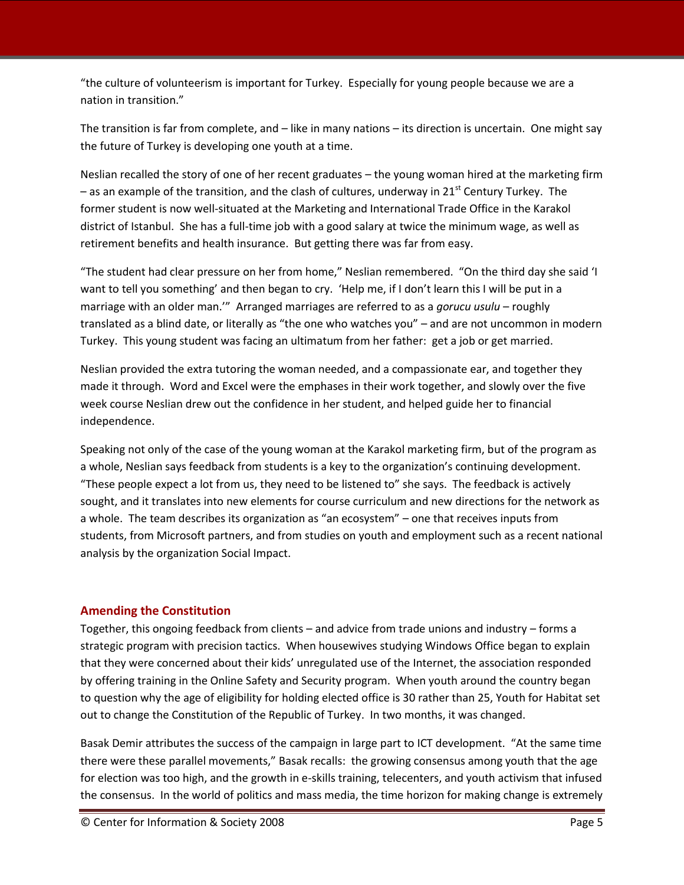"the culture of volunteerism is important for Turkey. Especially for young people because we are a nation in transition."

The transition is far from complete, and – like in many nations – its direction is uncertain. One might say the future of Turkey is developing one youth at a time.

Neslian recalled the story of one of her recent graduates – the young woman hired at the marketing firm – as an example of the transition, and the clash of cultures, underway in 21st Century Turkey. The former student is now well-situated at the Marketing and International Trade Office in the Karakol district of Istanbul. She has a full-time job with a good salary at twice the minimum wage, as well as retirement benefits and health insurance. But getting there was far from easy.

"The student had clear pressure on her from home," Neslian remembered. "On the third day she said 'I want to tell you something' and then began to cry. 'Help me, if I don't learn this I will be put in a marriage with an older man.'" Arranged marriages are referred to as a *gorucu usulu* – roughly translated as a blind date, or literally as "the one who watches you" – and are not uncommon in modern Turkey. This young student was facing an ultimatum from her father: get a job or get married.

Neslian provided the extra tutoring the woman needed, and a compassionate ear, and together they made it through. Word and Excel were the emphases in their work together, and slowly over the five week course Neslian drew out the confidence in her student, and helped guide her to financial independence.

Speaking not only of the case of the young woman at the Karakol marketing firm, but of the program as a whole, Neslian says feedback from students is a key to the organization's continuing development. "These people expect a lot from us, they need to be listened to" she says. The feedback is actively sought, and it translates into new elements for course curriculum and new directions for the network as a whole. The team describes its organization as "an ecosystem" – one that receives inputs from students, from Microsoft partners, and from studies on youth and employment such as a recent national analysis by the organization Social Impact.

## Amending the Constitution

Together, this ongoing feedback from clients – and advice from trade unions and industry – forms a strategic program with precision tactics. When housewives studying Windows Office began to explain that they were concerned about their kids' unregulated use of the Internet, the association responded by offering training in the Online Safety and Security program. When youth around the country began to question why the age of eligibility for holding elected office is 30 rather than 25, Youth for Habitat set out to change the Constitution of the Republic of Turkey. In two months, it was changed.

Basak Demir attributes the success of the campaign in large part to ICT development. "At the same time there were these parallel movements," Basak recalls: the growing consensus among youth that the age for election was too high, and the growth in e-skills training, telecenters, and youth activism that infused the consensus. In the world of politics and mass media, the time horizon for making change is extremely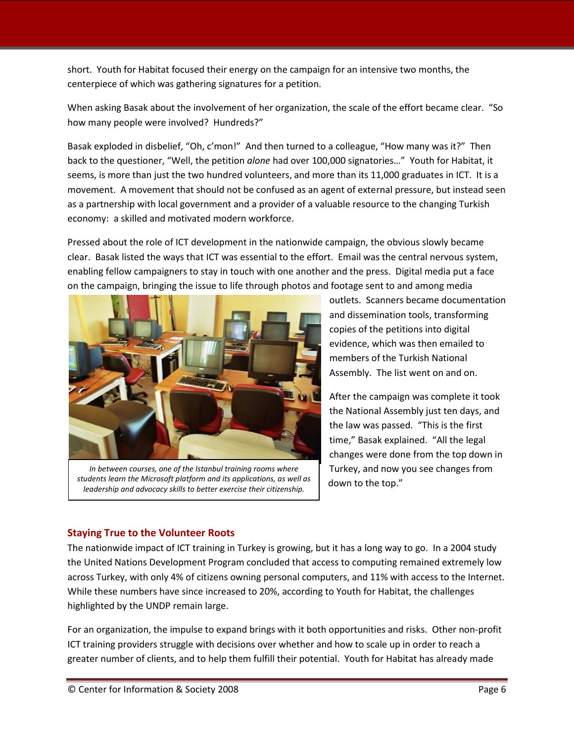short. Youth for Habitat focused their energy on the campaign for an intensive two months, the centerpiece of which was gathering signatures for a petition.

When asking Basak about the involvement of her organization, the scale of the effort became clear. "So how many people were involved? Hundreds?"

Basak exploded in disbelief, "Oh, c'mon!" And then turned to a colleague, "How many was it?" Then back to the questioner, "Well, the petition *alone* had over 100,000 signatories…" Youth for Habitat, it seems, is more than just the two hundred volunteers, and more than its 11,000 graduates in ICT. It is a movement. A movement that should not be confused as an agent of external pressure, but instead seen as a partnership with local government and a provider of a valuable resource to the changing Turkish economy: a skilled and motivated modern workforce.

Pressed about the role of ICT development in the nationwide campaign, the obvious slowly became clear. Basak listed the ways that ICT was essential to the effort. Email was the central nervous system, enabling fellow campaigners to stay in touch with one another and the press. Digital media put a face on the campaign, bringing the issue to life through photos and footage sent to and among media outlets. Scanners became documentation and dissemination tools, transforming copies of the petitions into digital evidence, which was then emailed to members of the Turkish National Assembly. The list went on and on.

*In between courses, one of the Istanbul training rooms where students learn the Microsoft platform and its applications, as well as leadership and advocacy skills to better exercise their citizenship.*

After the campaign was complete it took the National Assembly just ten days, and the law was passed. "This is the first time," Basak explained. "All the legal changes were done from the top down in Turkey, and now you see changes from down to the top."

## Staying True to the Volunteer Roots

The nationwide impact of ICT training in Turkey is growing, but it has a long way to go. In a 2004 study the United Nations Development Program concluded that access to computing remained extremely low across Turkey, with only 4% of citizens owning personal computers, and 11% with access to the Internet. While these numbers have since increased to 20%, according to Youth for Habitat, the challenges highlighted by the UNDP remain large.

For an organization, the impulse to expand brings with it both opportunities and risks. Other non-profit ICT training providers struggle with decisions over whether and how to scale up in order to reach a greater number of clients, and to help them fulfill their potential. Youth for Habitat has already made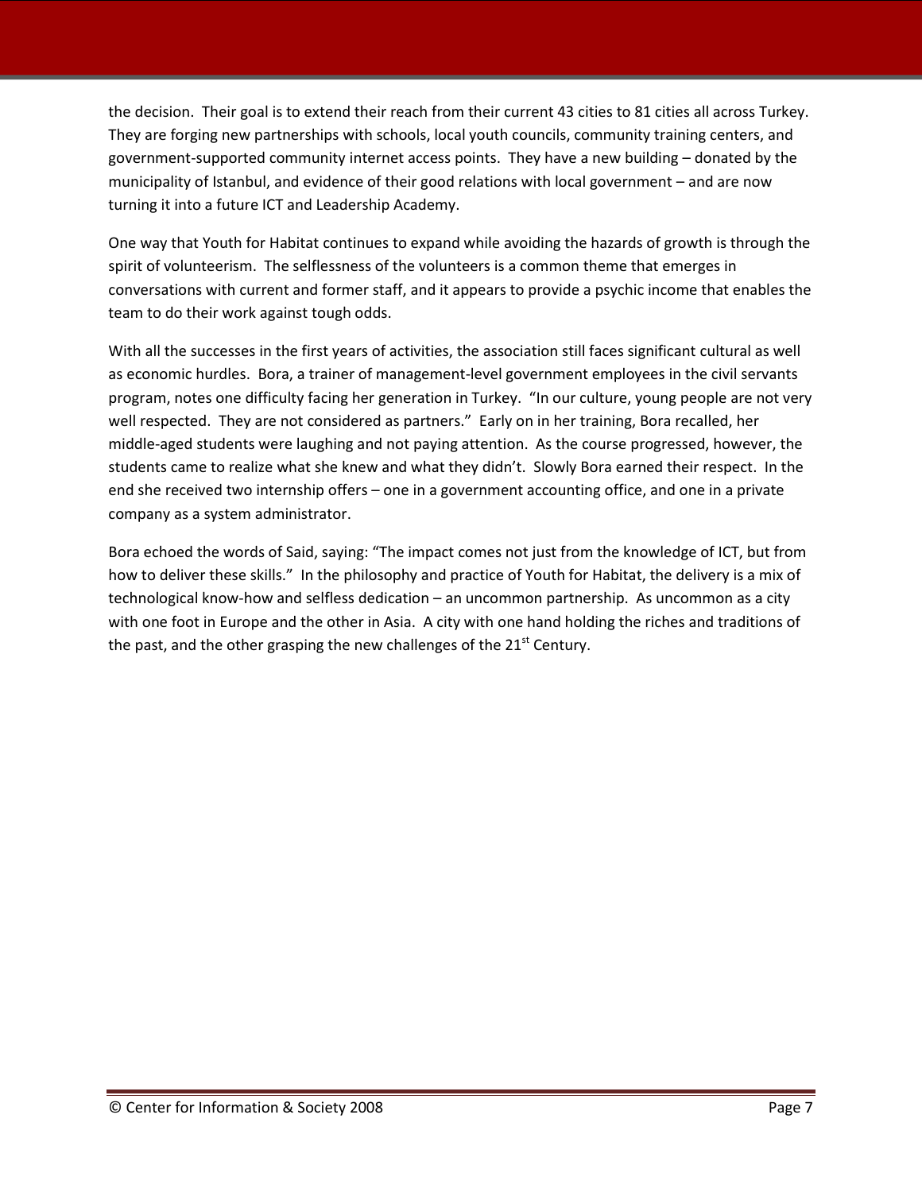the decision. Their goal is to extend their reach from their current 43 cities to 81 cities all across Turkey. They are forging new partnerships with schools, local youth councils, community training centers, and government-supported community internet access points. They have a new building – donated by the municipality of Istanbul, and evidence of their good relations with local government – and are now turning it into a future ICT and Leadership Academy.

One way that Youth for Habitat continues to expand while avoiding the hazards of growth is through the spirit of volunteerism. The selflessness of the volunteers is a common theme that emerges in conversations with current and former staff, and it appears to provide a psychic income that enables the team to do their work against tough odds.

With all the successes in the first years of activities, the association still faces significant cultural as well as economic hurdles. Bora, a trainer of management-level government employees in the civil servants program, notes one difficulty facing her generation in Turkey. "In our culture, young people are not very well respected. They are not considered as partners." Early on in her training, Bora recalled, her middle-aged students were laughing and not paying attention. As the course progressed, however, the students came to realize what she knew and what they didn't. Slowly Bora earned their respect. In the end she received two internship offers – one in a government accounting office, and one in a private company as a system administrator.

Bora echoed the words of Said, saying: "The impact comes not just from the knowledge of ICT, but from how to deliver these skills." In the philosophy and practice of Youth for Habitat, the delivery is a mix of technological know-how and selfless dedication – an uncommon partnership. As uncommon as a city with one foot in Europe and the other in Asia. A city with one hand holding the riches and traditions of the past, and the other grasping the new challenges of the 21st Century.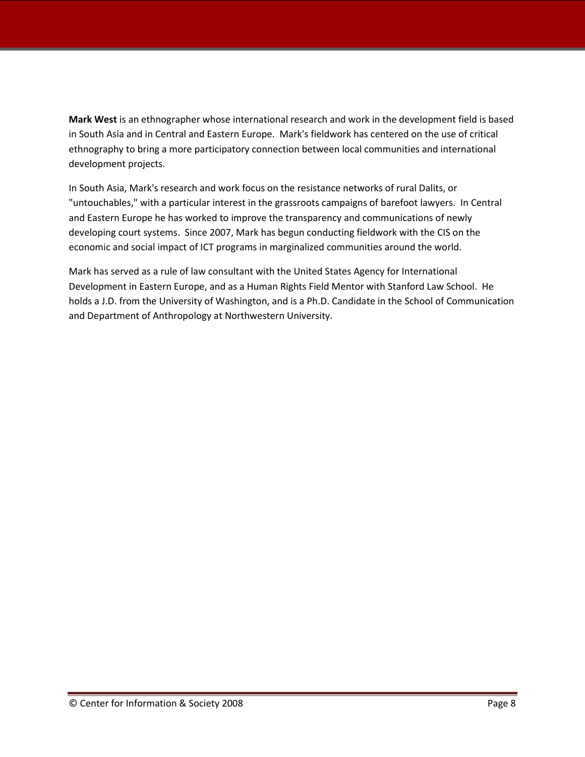**Mark West** is an ethnographer whose international research and work in the development field is based in South Asia and in Central and Eastern Europe. Mark's fieldwork has centered on the use of critical ethnography to bring a more participatory connection between local communities and international development projects.

In South Asia, Mark's research and work focus on the resistance networks of rural Dalits, or "untouchables," with a particular interest in the grassroots campaigns of barefoot lawyers. In Central and Eastern Europe he has worked to improve the transparency and communications of newly developing court systems. Since 2007, Mark has begun conducting fieldwork with the CIS on the economic and social impact of ICT programs in marginalized communities around the world.

Mark has served as a rule of law consultant with the United States Agency for International Development in Eastern Europe, and as a Human Rights Field Mentor with Stanford Law School. He holds a J.D. from the University of Washington, and is a Ph.D. Candidate in the School of Communication and Department of Anthropology at Northwestern University.